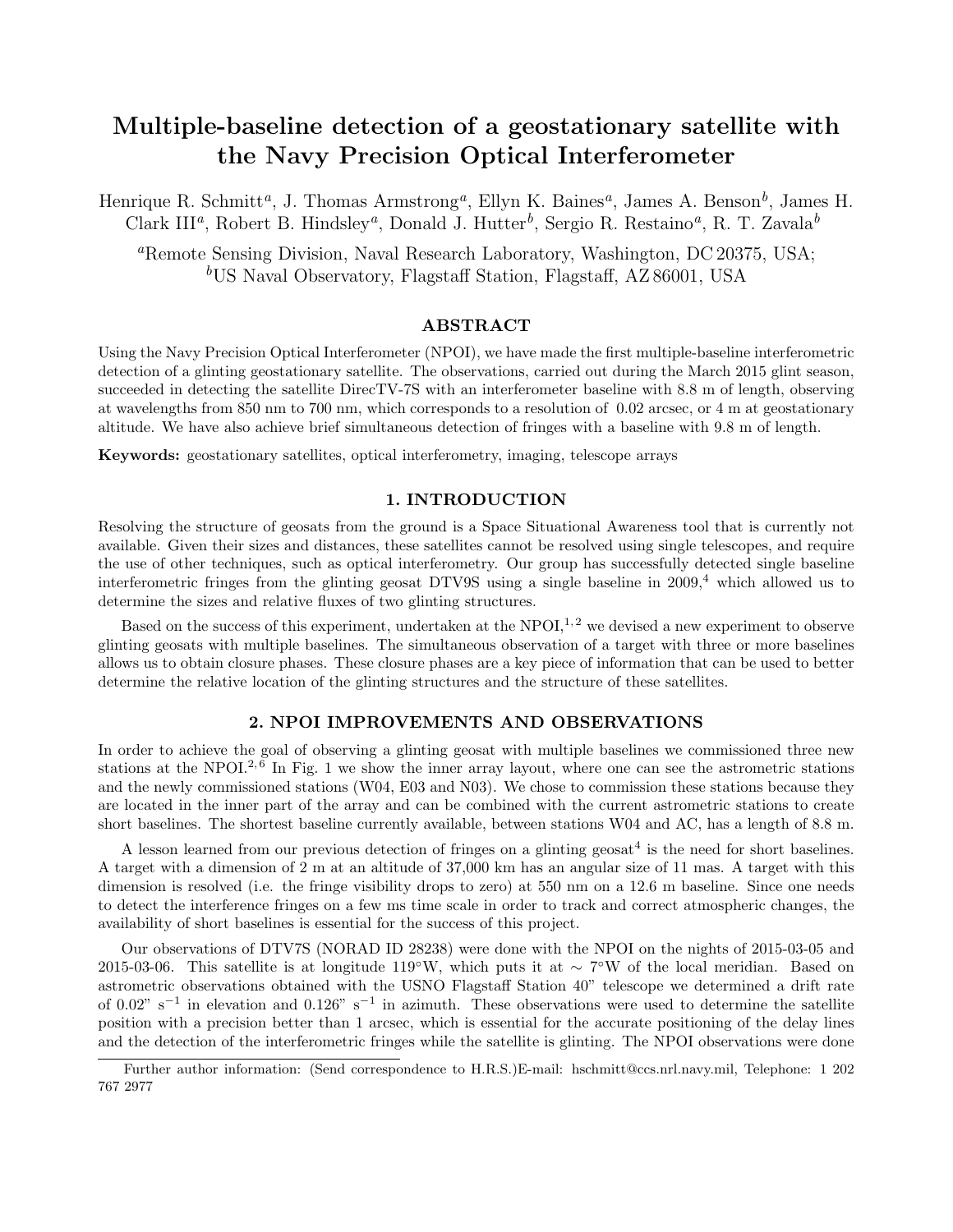# Multiple-baseline detection of a geostationary satellite with the Navy Precision Optical Interferometer

Henrique R. Schmitt[a], J. Thomas Armstrong[a], Ellyn K. Baines[a], James A. Benson[b], James H. Clark III[a], Robert B. Hindsley[a], Donald J. Hutter[b], Sergio R. Restaino[a], R. T. Zavala[b]

[a]Remote Sensing Division, Naval Research Laboratory, Washington, DC 20375, USA;
[b]US Naval Observatory, Flagstaff Station, Flagstaff, AZ 86001, USA

## ABSTRACT

Using the Navy Precision Optical Interferometer (NPOI), we have made the first multiple-baseline interferometric detection of a glinting geostationary satellite. The observations, carried out during the March 2015 glint season, succeeded in detecting the satellite DirecTV-7S with an interferometer baseline with 8.8 m of length, observing at wavelengths from 850 nm to 700 nm, which corresponds to a resolution of 0.02 arcsec, or 4 m at geostationary altitude. We have also achieve brief simultaneous detection of fringes with a baseline with 9.8 m of length.

**Keywords:** geostationary satellites, optical interferometry, imaging, telescope arrays

## 1. INTRODUCTION

Resolving the structure of geosats from the ground is a Space Situational Awareness tool that is currently not available. Given their sizes and distances, these satellites cannot be resolved using single telescopes, and require the use of other techniques, such as optical interferometry. Our group has successfully detected single baseline interferometric fringes from the glinting geosat DTV9S using a single baseline in 2009,[4] which allowed us to determine the sizes and relative fluxes of two glinting structures.

Based on the success of this experiment, undertaken at the NPOI,[1,2] we devised a new experiment to observe glinting geosats with multiple baselines. The simultaneous observation of a target with three or more baselines allows us to obtain closure phases. These closure phases are a key piece of information that can be used to better determine the relative location of the glinting structures and the structure of these satellites.

## 2. NPOI IMPROVEMENTS AND OBSERVATIONS

In order to achieve the goal of observing a glinting geosat with multiple baselines we commissioned three new stations at the NPOI.[2,6] In Fig. 1 we show the inner array layout, where one can see the astrometric stations and the newly commissioned stations (W04, E03 and N03). We chose to commission these stations because they are located in the inner part of the array and can be combined with the current astrometric stations to create short baselines. The shortest baseline currently available, between stations W04 and AC, has a length of 8.8 m.

A lesson learned from our previous detection of fringes on a glinting geosat[4] is the need for short baselines. A target with a dimension of 2 m at an altitude of 37,000 km has an angular size of 11 mas. A target with this dimension is resolved (i.e. the fringe visibility drops to zero) at 550 nm on a 12.6 m baseline. Since one needs to detect the interference fringes on a few ms time scale in order to track and correct atmospheric changes, the availability of short baselines is essential for the success of this project.

Our observations of DTV7S (NORAD ID 28238) were done with the NPOI on the nights of 2015-03-05 and 2015-03-06. This satellite is at longitude 119°W, which puts it at $\sim$ 7°W of the local meridian. Based on astrometric observations obtained with the USNO Flagstaff Station 40" telescope we determined a drift rate of 0.02" $s^{-1}$ in elevation and 0.126" $s^{-1}$ in azimuth. These observations were used to determine the satellite position with a precision better than 1 arcsec, which is essential for the accurate positioning of the delay lines and the detection of the interferometric fringes while the satellite is glinting. The NPOI observations were done

Further author information: (Send correspondence to H.R.S.)E-mail: hschmitt@ccs.nrl.navy.mil, Telephone: 1 202 767 2977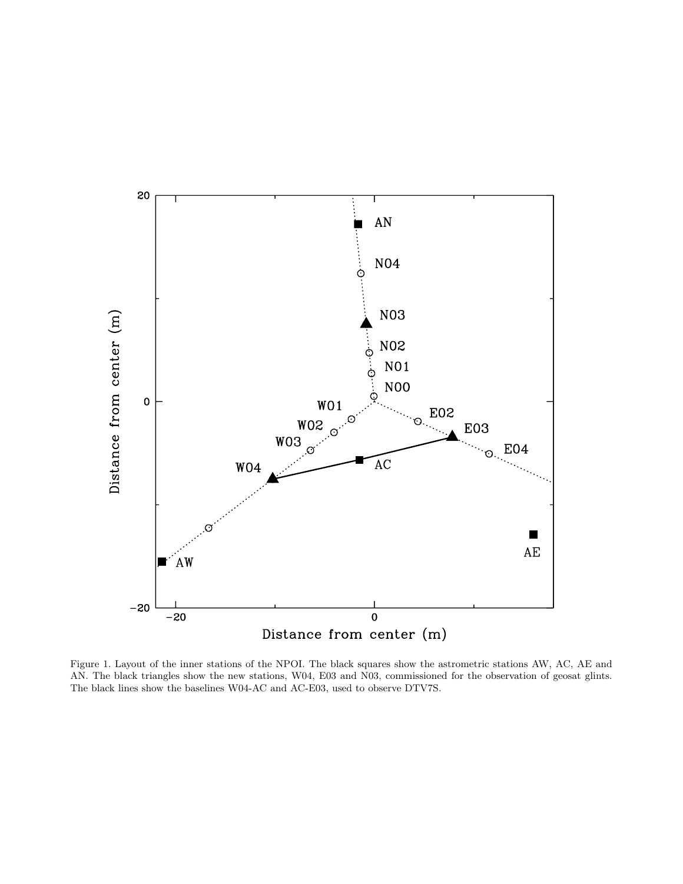Figure 1. Layout of the inner stations of the NPOI. The black squares show the astrometric stations AW, AC, AE and AN. The black triangles show the new stations, W04, E03 and N03, commissioned for the observation of geosat glints. The black lines show the baselines W04-AC and AC-E03, used to observe DTV7S.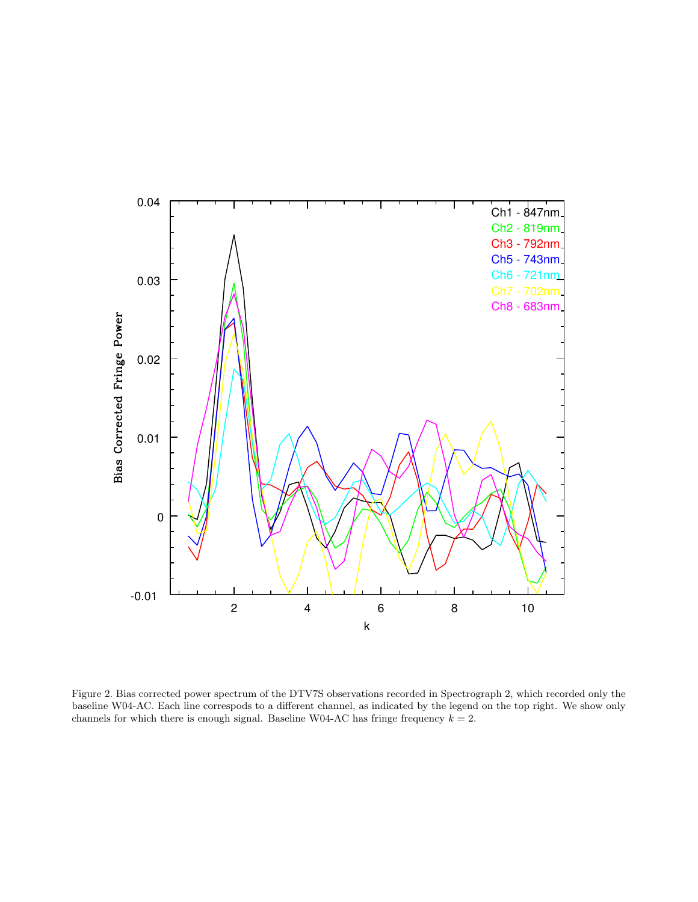Figure 2. Bias corrected power spectrum of the DTV7S observations recorded in Spectrograph 2, which recorded only the baseline W04-AC. Each line correspods to a different channel, as indicated by the legend on the top right. We show only channels for which there is enough signal. Baseline W04-AC has fringe frequency $k = 2$.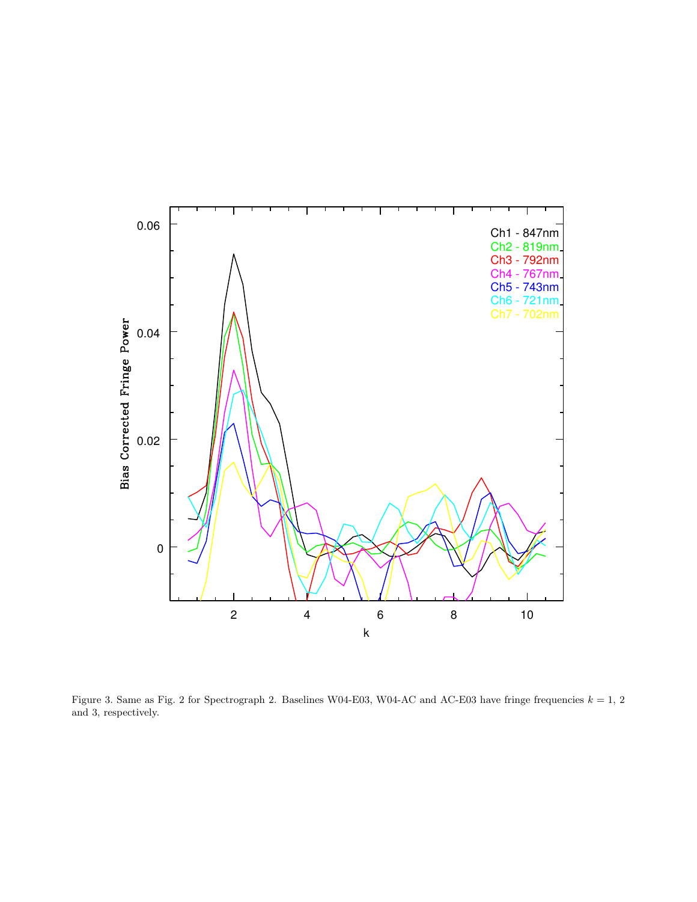Figure 3. Same as Fig. 2 for Spectrograph 2. Baselines W04-E03, W04-AC and AC-E03 have fringe frequencies $k = 1$, 2 and 3, respectively.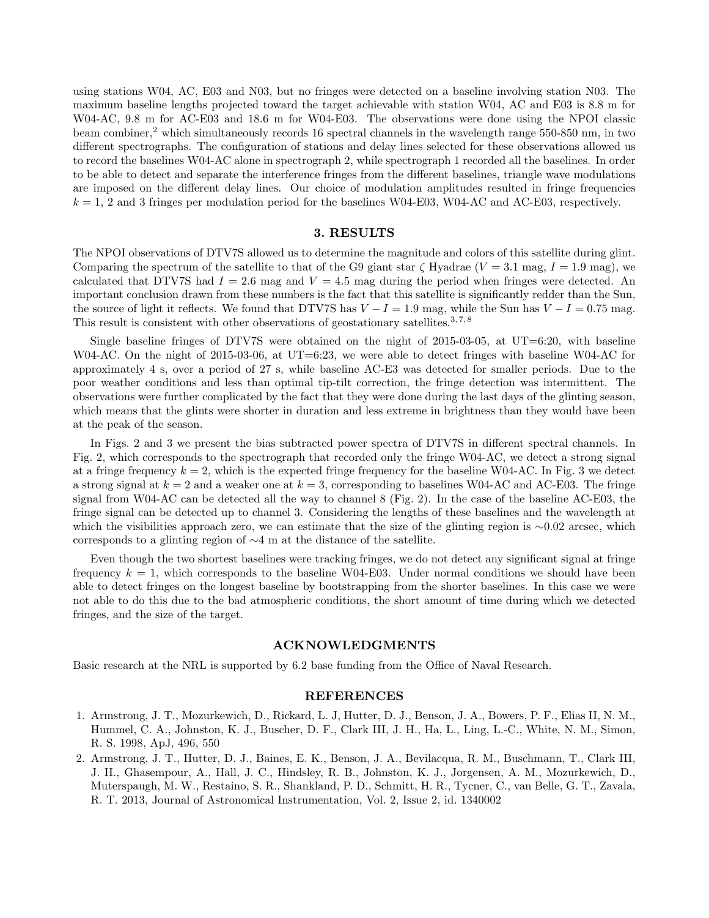using stations W04, AC, E03 and N03, but no fringes were detected on a baseline involving station N03. The maximum baseline lengths projected toward the target achievable with station W04, AC and E03 is 8.8 m for W04-AC, 9.8 m for AC-E03 and 18.6 m for W04-E03. The observations were done using the NPOI classic beam combiner,[2] which simultaneously records 16 spectral channels in the wavelength range 550-850 nm, in two different spectrographs. The configuration of stations and delay lines selected for these observations allowed us to record the baselines W04-AC alone in spectrograph 2, while spectrograph 1 recorded all the baselines. In order to be able to detect and separate the interference fringes from the different baselines, triangle wave modulations are imposed on the different delay lines. Our choice of modulation amplitudes resulted in fringe frequencies $k = 1$, 2 and 3 fringes per modulation period for the baselines W04-E03, W04-AC and AC-E03, respectively.

## 3. RESULTS

The NPOI observations of DTV7S allowed us to determine the magnitude and colors of this satellite during glint. Comparing the spectrum of the satellite to that of the G9 giant star $\zeta$ Hyadrae ($V = 3.1$ mag, $I = 1.9$ mag), we calculated that DTV7S had $I = 2.6$ mag and $V = 4.5$ mag during the period when fringes were detected. An important conclusion drawn from these numbers is the fact that this satellite is significantly redder than the Sun, the source of light it reflects. We found that DTV7S has $V - I = 1.9$ mag, while the Sun has $V - I = 0.75$ mag. This result is consistent with other observations of geostationary satellites.[3,7,8]

Single baseline fringes of DTV7S were obtained on the night of 2015-03-05, at UT=6:20, with baseline W04-AC. On the night of 2015-03-06, at UT=6:23, we were able to detect fringes with baseline W04-AC for approximately 4 s, over a period of 27 s, while baseline AC-E3 was detected for smaller periods. Due to the poor weather conditions and less than optimal tip-tilt correction, the fringe detection was intermittent. The observations were further complicated by the fact that they were done during the last days of the glinting season, which means that the glints were shorter in duration and less extreme in brightness than they would have been at the peak of the season.

In Figs. 2 and 3 we present the bias subtracted power spectra of DTV7S in different spectral channels. In Fig. 2, which corresponds to the spectrograph that recorded only the fringe W04-AC, we detect a strong signal at a fringe frequency $k = 2$, which is the expected fringe frequency for the baseline W04-AC. In Fig. 3 we detect a strong signal at $k = 2$ and a weaker one at $k = 3$, corresponding to baselines W04-AC and AC-E03. The fringe signal from W04-AC can be detected all the way to channel 8 (Fig. 2). In the case of the baseline AC-E03, the fringe signal can be detected up to channel 3. Considering the lengths of these baselines and the wavelength at which the visibilities approach zero, we can estimate that the size of the glinting region is $\sim$0.02 arcsec, which corresponds to a glinting region of $\sim$4 m at the distance of the satellite.

Even though the two shortest baselines were tracking fringes, we do not detect any significant signal at fringe frequency $k = 1$, which corresponds to the baseline W04-E03. Under normal conditions we should have been able to detect fringes on the longest baseline by bootstrapping from the shorter baselines. In this case we were not able to do this due to the bad atmospheric conditions, the short amount of time during which we detected fringes, and the size of the target.

## ACKNOWLEDGMENTS

Basic research at the NRL is supported by 6.2 base funding from the Office of Naval Research.

## REFERENCES

1. Armstrong, J. T., Mozurkewich, D., Rickard, L. J, Hutter, D. J., Benson, J. A., Bowers, P. F., Elias II, N. M., Hummel, C. A., Johnston, K. J., Buscher, D. F., Clark III, J. H., Ha, L., Ling, L.-C., White, N. M., Simon, R. S. 1998, ApJ, 496, 550
2. Armstrong, J. T., Hutter, D. J., Baines, E. K., Benson, J. A., Bevilacqua, R. M., Buschmann, T., Clark III, J. H., Ghasempour, A., Hall, J. C., Hindsley, R. B., Johnston, K. J., Jorgensen, A. M., Mozurkewich, D., Muterspaugh, M. W., Restaino, S. R., Shankland, P. D., Schmitt, H. R., Tycner, C., van Belle, G. T., Zavala, R. T. 2013, Journal of Astronomical Instrumentation, Vol. 2, Issue 2, id. 1340002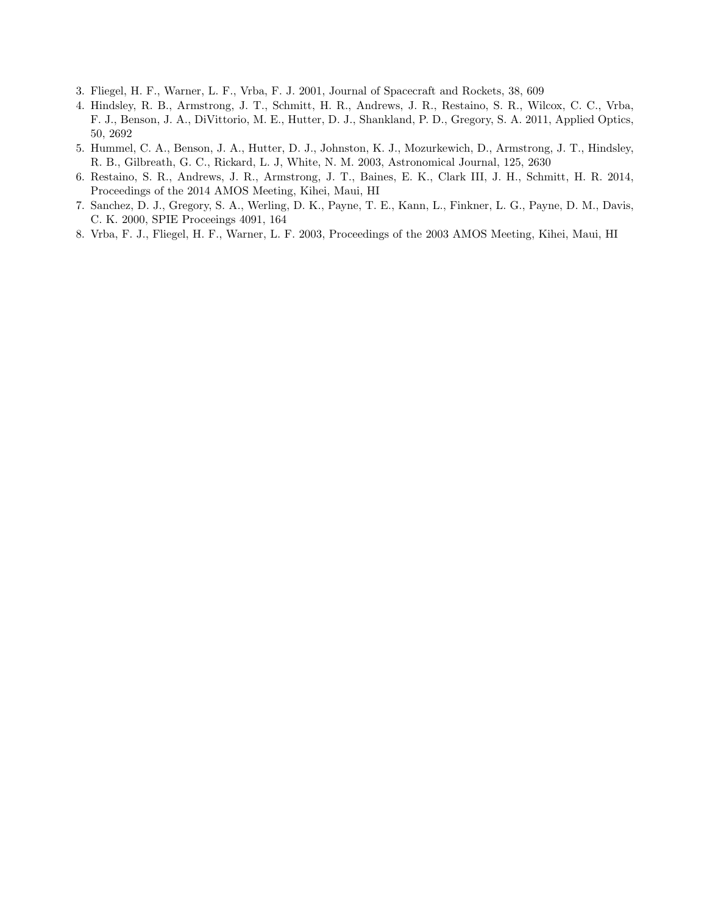3. Fliegel, H. F., Warner, L. F., Vrba, F. J. 2001, Journal of Spacecraft and Rockets, 38, 609
4. Hindsley, R. B., Armstrong, J. T., Schmitt, H. R., Andrews, J. R., Restaino, S. R., Wilcox, C. C., Vrba, F. J., Benson, J. A., DiVittorio, M. E., Hutter, D. J., Shankland, P. D., Gregory, S. A. 2011, Applied Optics, 50, 2692
5. Hummel, C. A., Benson, J. A., Hutter, D. J., Johnston, K. J., Mozurkewich, D., Armstrong, J. T., Hindsley, R. B., Gilbreath, G. C., Rickard, L. J, White, N. M. 2003, Astronomical Journal, 125, 2630
6. Restaino, S. R., Andrews, J. R., Armstrong, J. T., Baines, E. K., Clark III, J. H., Schmitt, H. R. 2014, Proceedings of the 2014 AMOS Meeting, Kihei, Maui, HI
7. Sanchez, D. J., Gregory, S. A., Werling, D. K., Payne, T. E., Kann, L., Finkner, L. G., Payne, D. M., Davis, C. K. 2000, SPIE Proceeings 4091, 164
8. Vrba, F. J., Fliegel, H. F., Warner, L. F. 2003, Proceedings of the 2003 AMOS Meeting, Kihei, Maui, HI